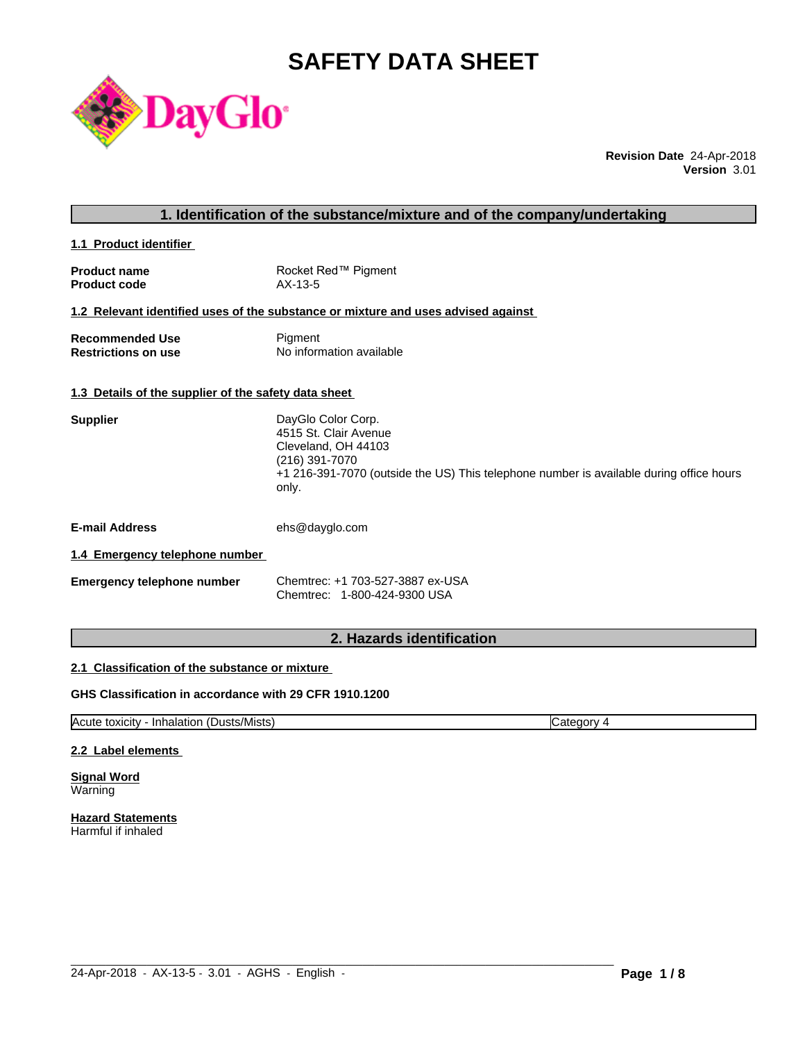# SAFETY DATA SHEET

**Revision Date** 24-Apr-2018
**Version** 3.01

## 1. Identification of the substance/mixture and of the company/undertaking

### 1.1 Product identifier

| | |
|---|---|
| **Product name** | Rocket Red™ Pigment |
| **Product code** | AX-13-5 |

### 1.2 Relevant identified uses of the substance or mixture and uses advised against

| | |
|---|---|
| **Recommended Use** | Pigment |
| **Restrictions on use** | No information available |

### 1.3 Details of the supplier of the safety data sheet

**Supplier**
DayGlo Color Corp.
4515 St. Clair Avenue
Cleveland, OH 44103
(216) 391-7070
+1 216-391-7070 (outside the US) This telephone number is available during office hours only.

**E-mail Address** ehs@dayglo.com

### 1.4 Emergency telephone number

**Emergency telephone number**
Chemtrec: +1 703-527-3887 ex-USA
Chemtrec: 1-800-424-9300 USA

## 2. Hazards identification

### 2.1 Classification of the substance or mixture

**GHS Classification in accordance with 29 CFR 1910.1200**

| | |
|---|---|
| Acute toxicity - Inhalation (Dusts/Mists) | Category 4 |

### 2.2 Label elements

**Signal Word**
Warning

**Hazard Statements**
Harmful if inhaled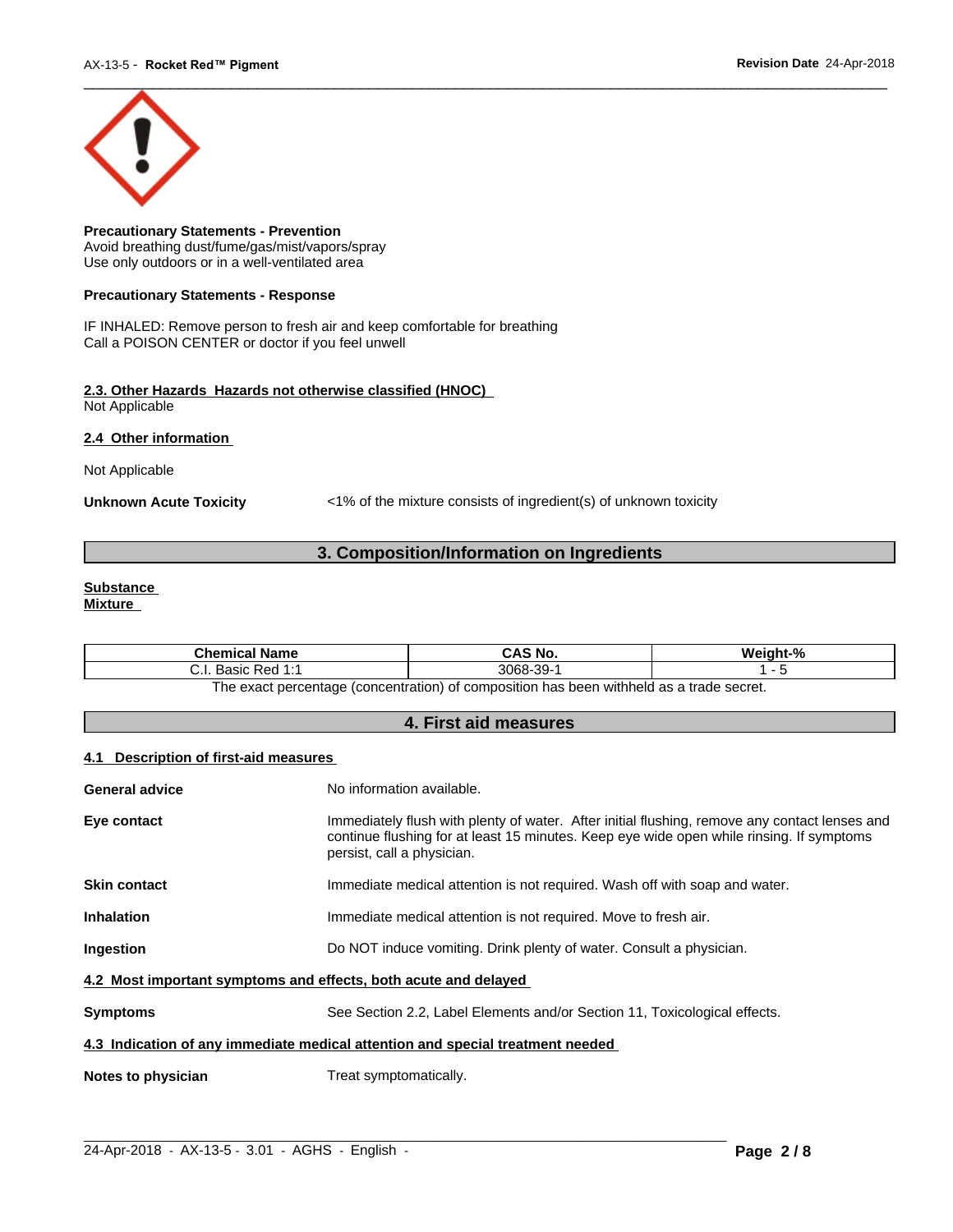**Precautionary Statements - Prevention**
Avoid breathing dust/fume/gas/mist/vapors/spray
Use only outdoors or in a well-ventilated area

**Precautionary Statements - Response**

IF INHALED: Remove person to fresh air and keep comfortable for breathing
Call a POISON CENTER or doctor if you feel unwell

**2.3. Other Hazards Hazards not otherwise classified (HNOC)**
Not Applicable

**2.4 Other information**

Not Applicable

**Unknown Acute Toxicity** <1% of the mixture consists of ingredient(s) of unknown toxicity

## 3. Composition/Information on Ingredients

**Substance**
**Mixture**

| Chemical Name | CAS No. | Weight-% |
|---|---|---|
| C.I. Basic Red 1:1 | 3068-39-1 | 1 - 5 |

The exact percentage (concentration) of composition has been withheld as a trade secret.

## 4. First aid measures

**4.1 Description of first-aid measures**

**General advice** No information available.

**Eye contact** Immediately flush with plenty of water. After initial flushing, remove any contact lenses and continue flushing for at least 15 minutes. Keep eye wide open while rinsing. If symptoms persist, call a physician.

**Skin contact** Immediate medical attention is not required. Wash off with soap and water.

**Inhalation** Immediate medical attention is not required. Move to fresh air.

**Ingestion** Do NOT induce vomiting. Drink plenty of water. Consult a physician.

**4.2 Most important symptoms and effects, both acute and delayed**

**Symptoms** See Section 2.2, Label Elements and/or Section 11, Toxicological effects.

**4.3 Indication of any immediate medical attention and special treatment needed**

**Notes to physician** Treat symptomatically.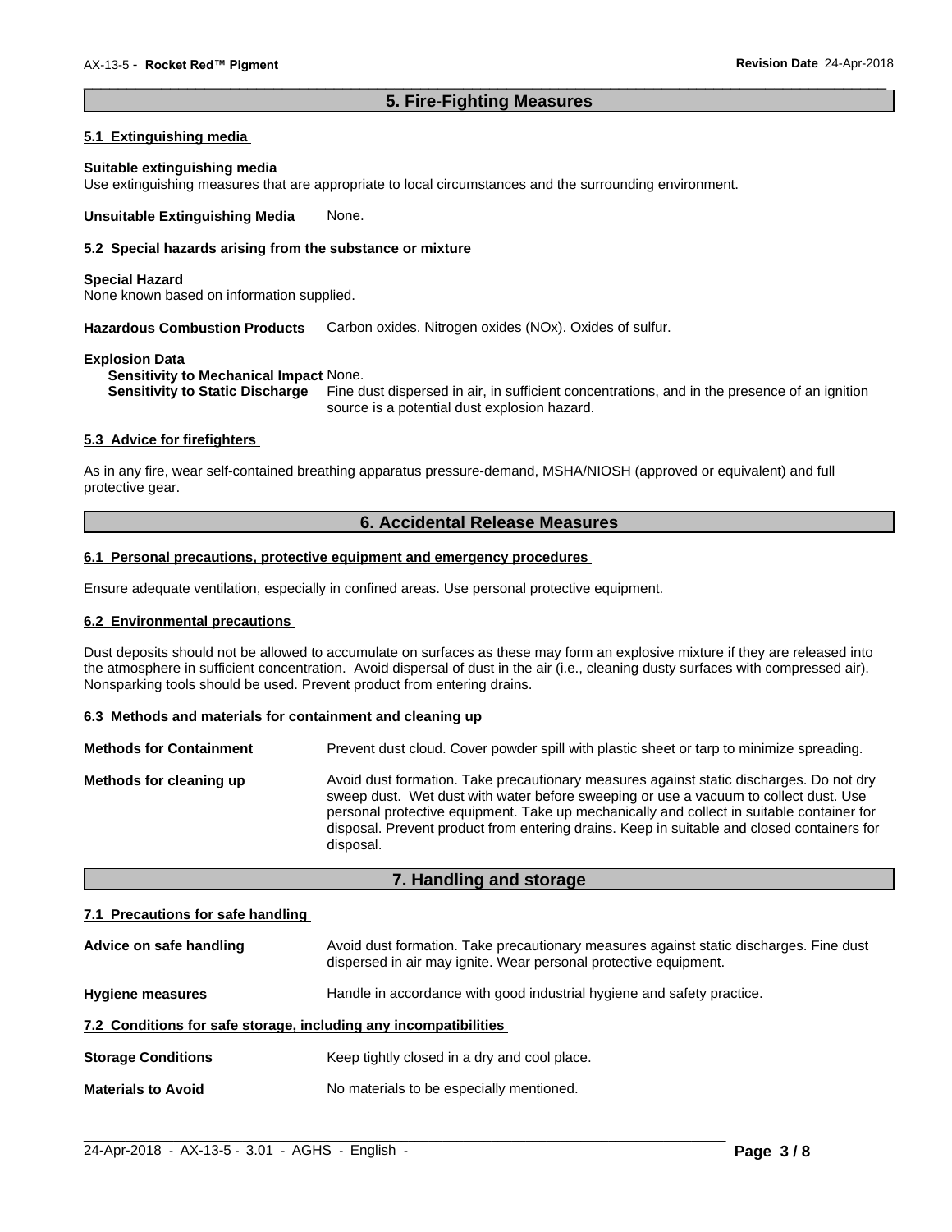## 5. Fire-Fighting Measures

### 5.1 Extinguishing media

**Suitable extinguishing media**
Use extinguishing measures that are appropriate to local circumstances and the surrounding environment.

**Unsuitable Extinguishing Media** None.

### 5.2 Special hazards arising from the substance or mixture

**Special Hazard**
None known based on information supplied.

**Hazardous Combustion Products** Carbon oxides. Nitrogen oxides (NOx). Oxides of sulfur.

**Explosion Data**
**Sensitivity to Mechanical Impact** None.
**Sensitivity to Static Discharge** Fine dust dispersed in air, in sufficient concentrations, and in the presence of an ignition source is a potential dust explosion hazard.

### 5.3 Advice for firefighters

As in any fire, wear self-contained breathing apparatus pressure-demand, MSHA/NIOSH (approved or equivalent) and full protective gear.

## 6. Accidental Release Measures

### 6.1 Personal precautions, protective equipment and emergency procedures

Ensure adequate ventilation, especially in confined areas. Use personal protective equipment.

### 6.2 Environmental precautions

Dust deposits should not be allowed to accumulate on surfaces as these may form an explosive mixture if they are released into the atmosphere in sufficient concentration. Avoid dispersal of dust in the air (i.e., cleaning dusty surfaces with compressed air). Nonsparking tools should be used. Prevent product from entering drains.

### 6.3 Methods and materials for containment and cleaning up

**Methods for Containment** Prevent dust cloud. Cover powder spill with plastic sheet or tarp to minimize spreading.

**Methods for cleaning up** Avoid dust formation. Take precautionary measures against static discharges. Do not dry sweep dust. Wet dust with water before sweeping or use a vacuum to collect dust. Use personal protective equipment. Take up mechanically and collect in suitable container for disposal. Prevent product from entering drains. Keep in suitable and closed containers for disposal.

## 7. Handling and storage

### 7.1 Precautions for safe handling

**Advice on safe handling** Avoid dust formation. Take precautionary measures against static discharges. Fine dust dispersed in air may ignite. Wear personal protective equipment.

**Hygiene measures** Handle in accordance with good industrial hygiene and safety practice.

### 7.2 Conditions for safe storage, including any incompatibilities

**Storage Conditions** Keep tightly closed in a dry and cool place.

**Materials to Avoid** No materials to be especially mentioned.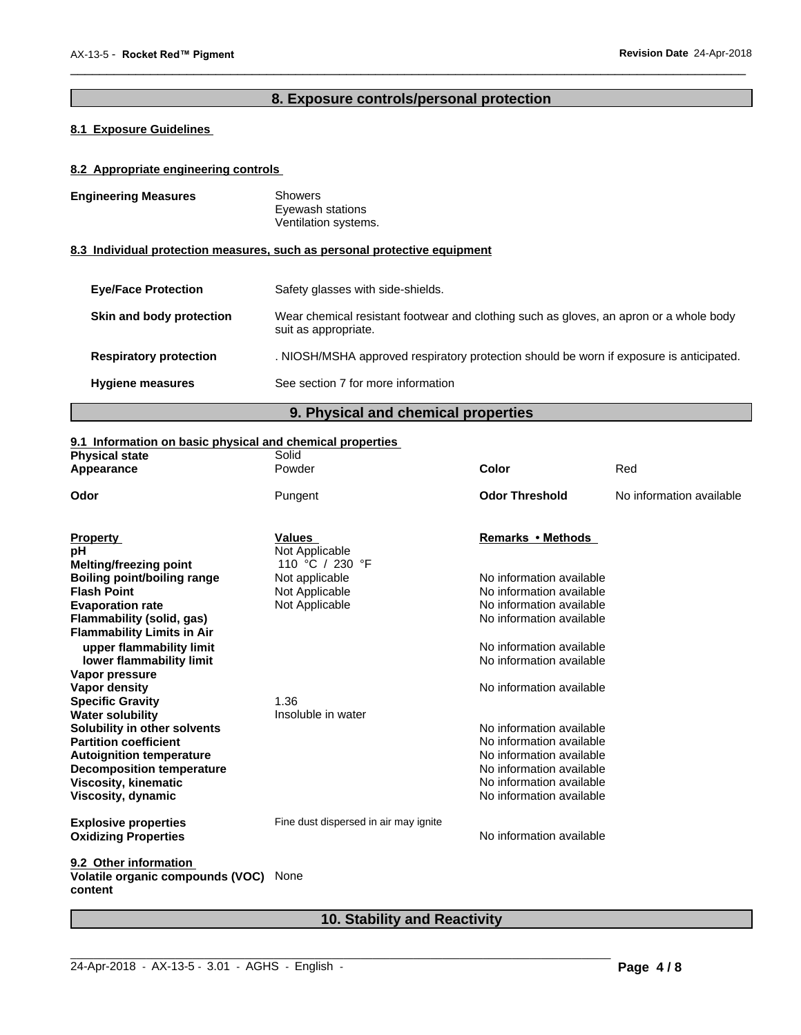## 8. Exposure controls/personal protection

### 8.1 Exposure Guidelines

### 8.2 Appropriate engineering controls

**Engineering Measures**

Showers
Eyewash stations
Ventilation systems.

### 8.3 Individual protection measures, such as personal protective equipment

| | |
|---|---|
| **Eye/Face Protection** | Safety glasses with side-shields. |
| **Skin and body protection** | Wear chemical resistant footwear and clothing such as gloves, an apron or a whole body suit as appropriate. |
| **Respiratory protection** | . NIOSH/MSHA approved respiratory protection should be worn if exposure is anticipated. |
| **Hygiene measures** | See section 7 for more information |

## 9. Physical and chemical properties

### 9.1 Information on basic physical and chemical properties

| | | | |
|---|---|---|---|
| **Physical state** | Solid | | |
| **Appearance** | Powder | **Color** | Red |
| **Odor** | Pungent | **Odor Threshold** | No information available |

| **Property** | **Values** | **Remarks • Methods** |
|---|---|---|
| **pH** | Not Applicable | |
| **Melting/freezing point** | 110 °C / 230 °F | |
| **Boiling point/boiling range** | Not applicable | No information available |
| **Flash Point** | Not Applicable | No information available |
| **Evaporation rate** | Not Applicable | No information available |
| **Flammability (solid, gas)** | | No information available |
| **Flammability Limits in Air** | | |
| **upper flammability limit** | | No information available |
| **lower flammability limit** | | No information available |
| **Vapor pressure** | | |
| **Vapor density** | | No information available |
| **Specific Gravity** | 1.36 | |
| **Water solubility** | Insoluble in water | |
| **Solubility in other solvents** | | No information available |
| **Partition coefficient** | | No information available |
| **Autoignition temperature** | | No information available |
| **Decomposition temperature** | | No information available |
| **Viscosity, kinematic** | | No information available |
| **Viscosity, dynamic** | | No information available |
| **Explosive properties** | Fine dust dispersed in air may ignite | |
| **Oxidizing Properties** | | No information available |

### 9.2 Other information

**Volatile organic compounds (VOC) content** None

## 10. Stability and Reactivity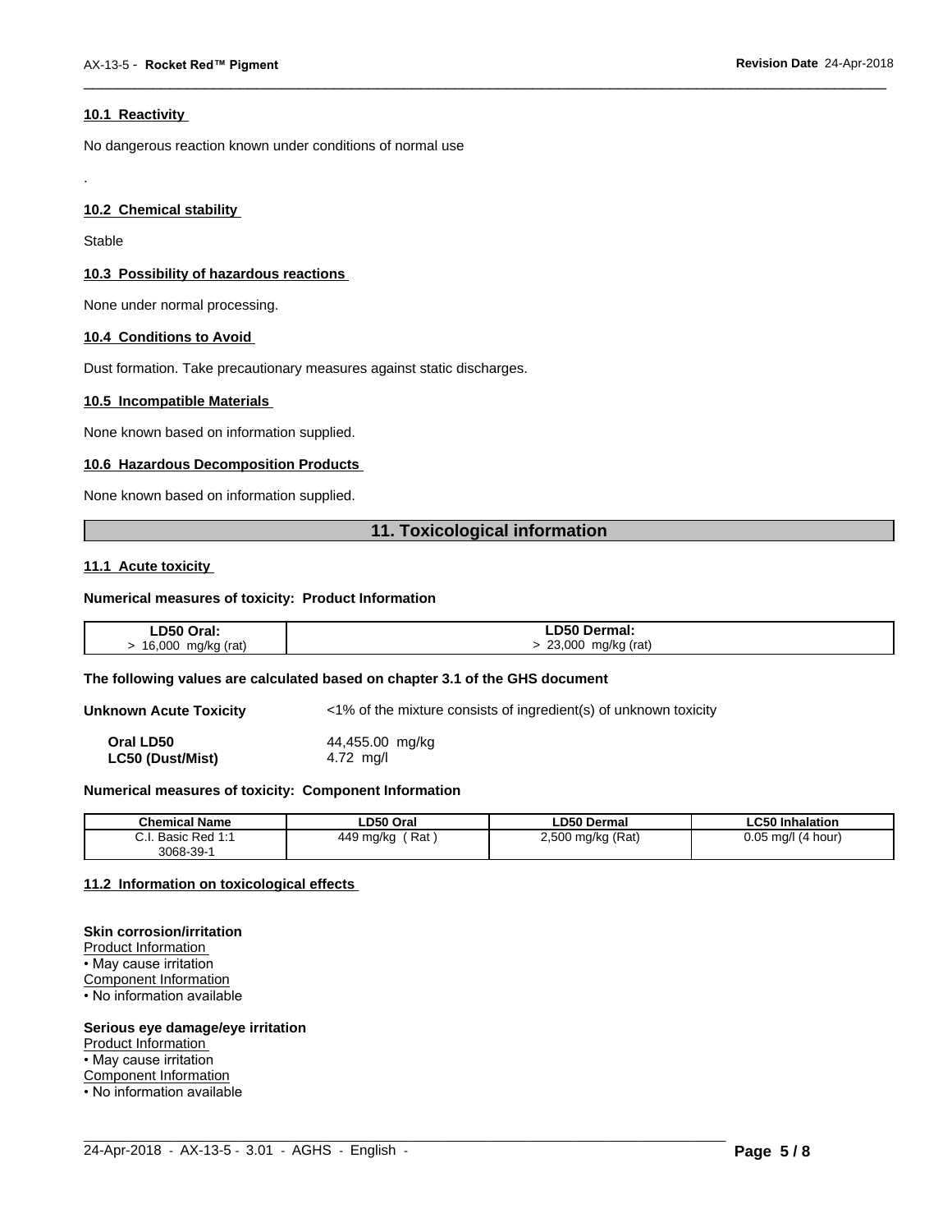### 10.1 Reactivity

No dangerous reaction known under conditions of normal use

.

### 10.2 Chemical stability

Stable

### 10.3 Possibility of hazardous reactions

None under normal processing.

### 10.4 Conditions to Avoid

Dust formation. Take precautionary measures against static discharges.

### 10.5 Incompatible Materials

None known based on information supplied.

### 10.6 Hazardous Decomposition Products

None known based on information supplied.

## 11. Toxicological information

### 11.1 Acute toxicity

**Numerical measures of toxicity: Product Information**

| LD50 Oral: | LD50 Dermal: |
|---|---|
| > 16,000 mg/kg (rat) | > 23,000 mg/kg (rat) |

**The following values are calculated based on chapter 3.1 of the GHS document**

**Unknown Acute Toxicity** <1% of the mixture consists of ingredient(s) of unknown toxicity

**Oral LD50** 44,455.00 mg/kg
**LC50 (Dust/Mist)** 4.72 mg/l

**Numerical measures of toxicity: Component Information**

| Chemical Name | LD50 Oral | LD50 Dermal | LC50 Inhalation |
|---|---|---|---|
| C.I. Basic Red 1:1<br>3068-39-1 | 449 mg/kg ( Rat ) | 2,500 mg/kg (Rat) | 0.05 mg/l (4 hour) |

### 11.2 Information on toxicological effects

**Skin corrosion/irritation**
Product Information
• May cause irritation
Component Information
• No information available

**Serious eye damage/eye irritation**
Product Information
• May cause irritation
Component Information
• No information available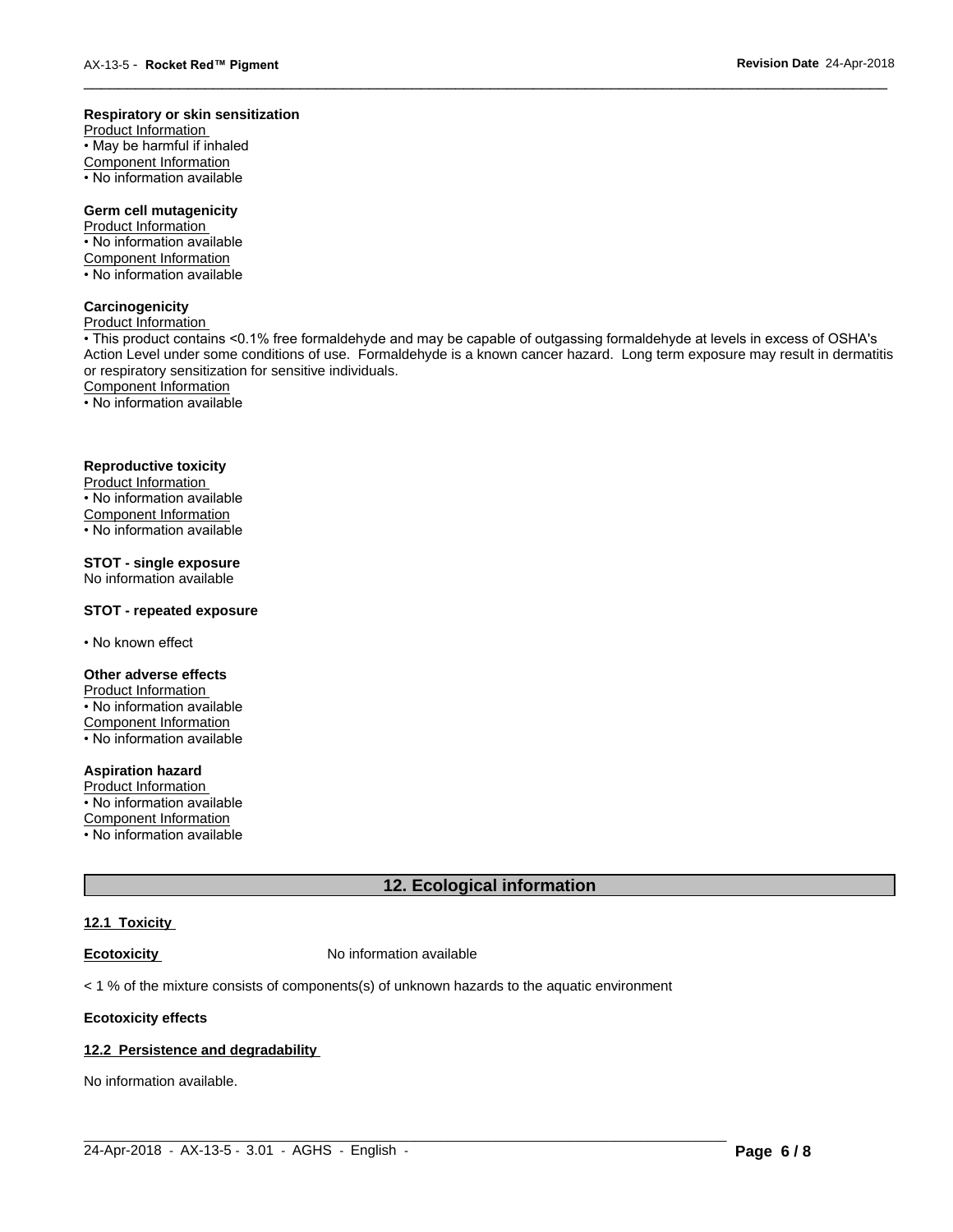**Respiratory or skin sensitization**

Product Information

• May be harmful if inhaled

Component Information

• No information available

**Germ cell mutagenicity**

Product Information

• No information available

Component Information

• No information available

**Carcinogenicity**

Product Information

• This product contains <0.1% free formaldehyde and may be capable of outgassing formaldehyde at levels in excess of OSHA's Action Level under some conditions of use. Formaldehyde is a known cancer hazard. Long term exposure may result in dermatitis or respiratory sensitization for sensitive individuals.

Component Information

• No information available

**Reproductive toxicity**

Product Information

• No information available

Component Information

• No information available

**STOT - single exposure**

No information available

**STOT - repeated exposure**

• No known effect

**Other adverse effects**

Product Information

• No information available

Component Information

• No information available

**Aspiration hazard**

Product Information

• No information available

Component Information

• No information available

## 12. Ecological information

**12.1 Toxicity**

**Ecotoxicity** No information available

< 1 % of the mixture consists of components(s) of unknown hazards to the aquatic environment

**Ecotoxicity effects**

**12.2 Persistence and degradability**

No information available.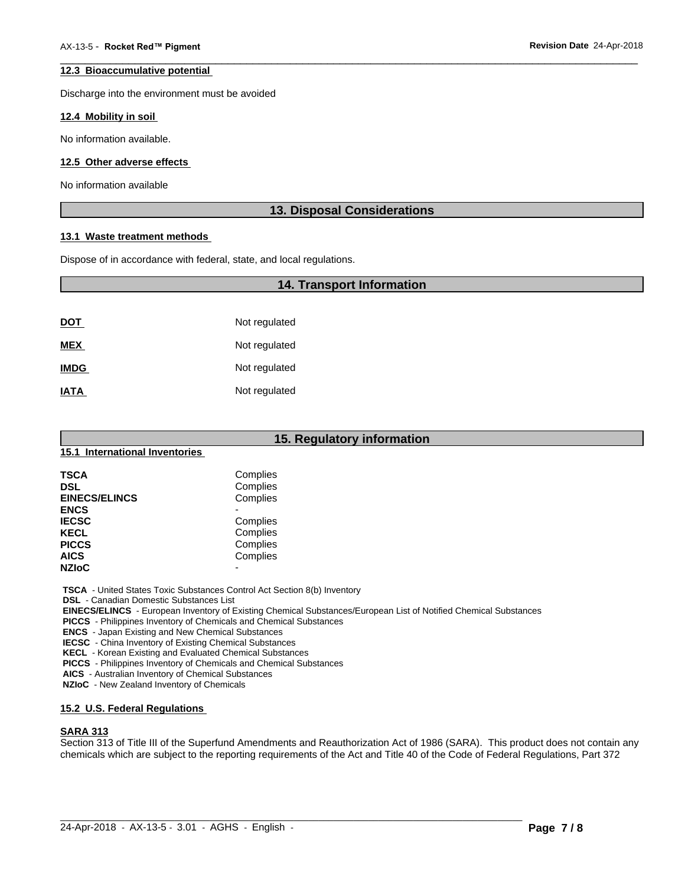### 12.3 Bioaccumulative potential

Discharge into the environment must be avoided

### 12.4 Mobility in soil

No information available.

### 12.5 Other adverse effects

No information available

## 13. Disposal Considerations

### 13.1 Waste treatment methods

Dispose of in accordance with federal, state, and local regulations.

## 14. Transport Information

| | |
|---|---|
| **DOT** | Not regulated |
| **MEX** | Not regulated |
| **IMDG** | Not regulated |
| **IATA** | Not regulated |

## 15. Regulatory information

### 15.1 International Inventories

| | |
|---|---|
| **TSCA** | Complies |
| **DSL** | Complies |
| **EINECS/ELINCS** | Complies |
| **ENCS** | - |
| **IECSC** | Complies |
| **KECL** | Complies |
| **PICCS** | Complies |
| **AICS** | Complies |
| **NZIoC** | - |

**TSCA** - United States Toxic Substances Control Act Section 8(b) Inventory
**DSL** - Canadian Domestic Substances List
**EINECS/ELINCS** - European Inventory of Existing Chemical Substances/European List of Notified Chemical Substances
**PICCS** - Philippines Inventory of Chemicals and Chemical Substances
**ENCS** - Japan Existing and New Chemical Substances
**IECSC** - China Inventory of Existing Chemical Substances
**KECL** - Korean Existing and Evaluated Chemical Substances
**PICCS** - Philippines Inventory of Chemicals and Chemical Substances
**AICS** - Australian Inventory of Chemical Substances
**NZIoC** - New Zealand Inventory of Chemicals

### 15.2 U.S. Federal Regulations

**SARA 313**
Section 313 of Title III of the Superfund Amendments and Reauthorization Act of 1986 (SARA). This product does not contain any chemicals which are subject to the reporting requirements of the Act and Title 40 of the Code of Federal Regulations, Part 372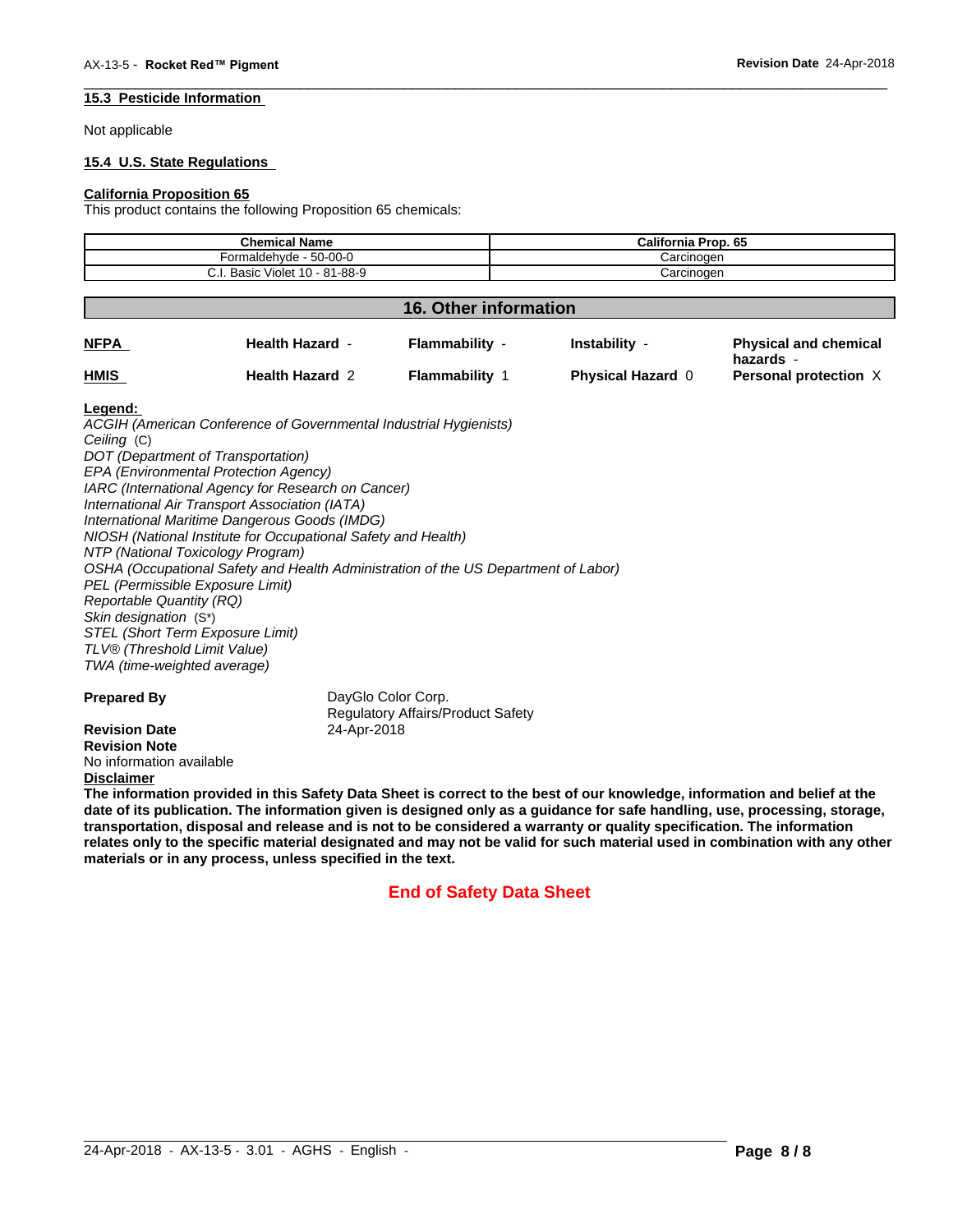#### 15.3 Pesticide Information

Not applicable

#### 15.4 U.S. State Regulations

**California Proposition 65**

This product contains the following Proposition 65 chemicals:

| Chemical Name | California Prop. 65 |
| --- | --- |
| Formaldehyde - 50-00-0 | Carcinogen |
| C.I. Basic Violet 10 - 81-88-9 | Carcinogen |

## 16. Other information

| | | | | |
| --- | --- | --- | --- | --- |
| **NFPA** | **Health Hazard** - | **Flammability** - | **Instability** - | **Physical and chemical hazards** - |
| **HMIS** | **Health Hazard** 2 | **Flammability** 1 | **Physical Hazard** 0 | **Personal protection** X |

**Legend:**

*ACGIH (American Conference of Governmental Industrial Hygienists)*
*Ceiling* (C)
*DOT (Department of Transportation)*
*EPA (Environmental Protection Agency)*
*IARC (International Agency for Research on Cancer)*
*International Air Transport Association (IATA)*
*International Maritime Dangerous Goods (IMDG)*
*NIOSH (National Institute for Occupational Safety and Health)*
*NTP (National Toxicology Program)*
*OSHA (Occupational Safety and Health Administration of the US Department of Labor)*
*PEL (Permissible Exposure Limit)*
*Reportable Quantity (RQ)*
*Skin designation* (S*)
*STEL (Short Term Exposure Limit)*
*TLV® (Threshold Limit Value)*
*TWA (time-weighted average)*

**Prepared By** DayGlo Color Corp.
Regulatory Affairs/Product Safety

**Revision Date** 24-Apr-2018

**Revision Note**

No information available

**Disclaimer**

**The information provided in this Safety Data Sheet is correct to the best of our knowledge, information and belief at the date of its publication. The information given is designed only as a guidance for safe handling, use, processing, storage, transportation, disposal and release and is not to be considered a warranty or quality specification. The information relates only to the specific material designated and may not be valid for such material used in combination with any other materials or in any process, unless specified in the text.**

**End of Safety Data Sheet**